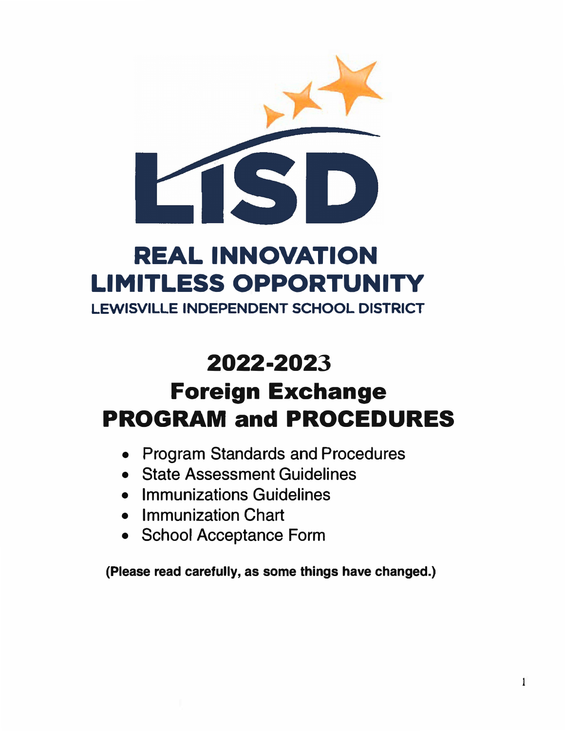LISD

**REAL INNOVATION**
**LIMITLESS OPPORTUNITY**
**LEWISVILLE INDEPENDENT SCHOOL DISTRICT**

# 2022-2023
# Foreign Exchange
# PROGRAM and PROCEDURES

- Program Standards and Procedures
- State Assessment Guidelines
- Immunizations Guidelines
- Immunization Chart
- School Acceptance Form

**(Please read carefully, as some things have changed.)**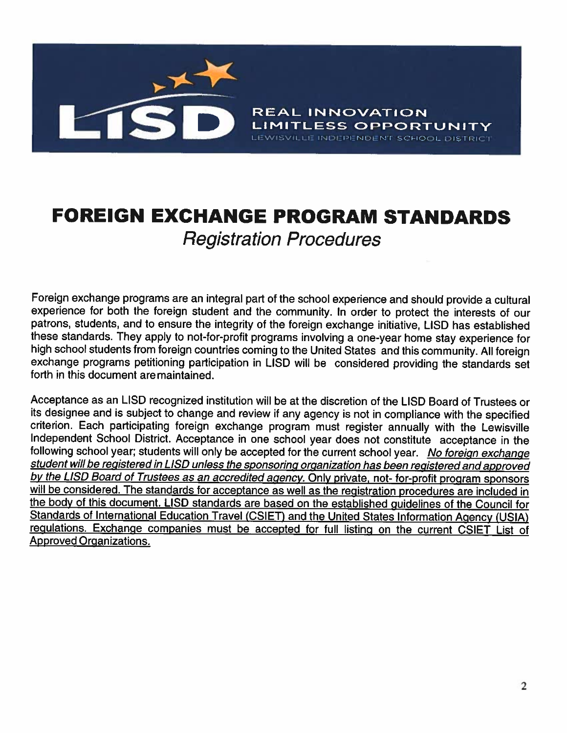# FOREIGN EXCHANGE PROGRAM STANDARDS

## *Registration Procedures*

Foreign exchange programs are an integral part of the school experience and should provide a cultural experience for both the foreign student and the community. In order to protect the interests of our patrons, students, and to ensure the integrity of the foreign exchange initiative, LISD has established these standards. They apply to not-for-profit programs involving a one-year home stay experience for high school students from foreign countries coming to the United States and this community. All foreign exchange programs petitioning participation in LISD will be considered providing the standards set forth in this document are maintained.

Acceptance as an LISD recognized institution will be at the discretion of the LISD Board of Trustees or its designee and is subject to change and review if any agency is not in compliance with the specified criterion. Each participating foreign exchange program must register annually with the Lewisville Independent School District. Acceptance in one school year does not constitute acceptance in the following school year; students will only be accepted for the current school year. <u>*No foreign exchange student will be registered in LISD unless the sponsoring organization has been registered and approved by the LISD Board of Trustees as an accredited agency.* Only private, not- for-profit program sponsors will be considered. The standards for acceptance as well as the registration procedures are included in the body of this document. LISD standards are based on the established guidelines of the Council for Standards of International Education Travel (CSIET) and the United States Information Agency (USIA) regulations. Exchange companies must be accepted for full listing on the current CSIET List of Approved Organizations.</u>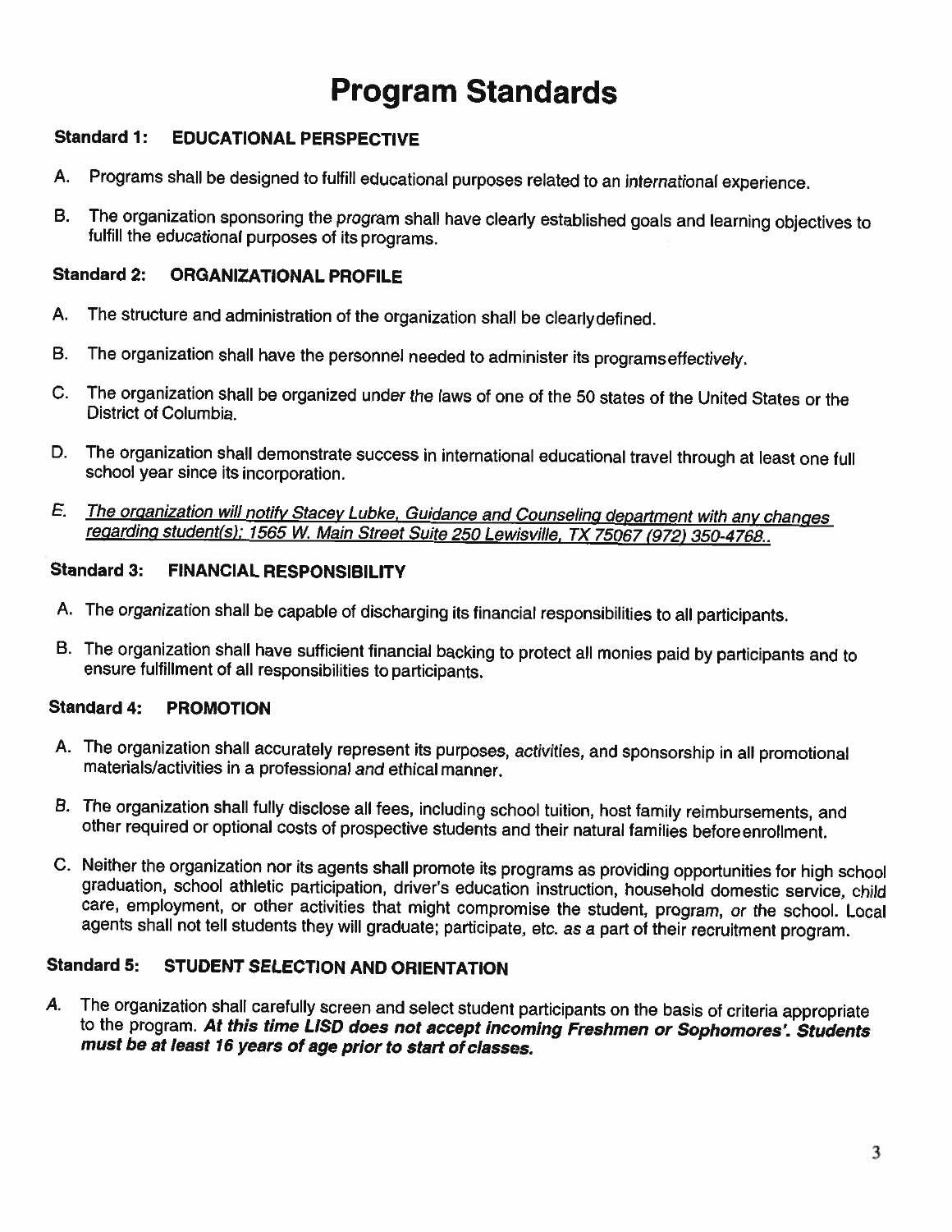# Program Standards

## Standard 1: EDUCATIONAL PERSPECTIVE

A. Programs shall be designed to fulfill educational purposes related to an international experience.

B. The organization sponsoring the program shall have clearly established goals and learning objectives to fulfill the educational purposes of its programs.

## Standard 2: ORGANIZATIONAL PROFILE

A. The structure and administration of the organization shall be clearly defined.

B. The organization shall have the personnel needed to administer its programs effectively.

C. The organization shall be organized under the laws of one of the 50 states of the United States or the District of Columbia.

D. The organization shall demonstrate success in international educational travel through at least one full school year since its incorporation.

E. *The organization will notify Stacey Lubke, Guidance and Counseling department with any changes regarding student(s); 1565 W. Main Street Suite 250 Lewisville, TX 75067 (972) 350-4768..*

## Standard 3: FINANCIAL RESPONSIBILITY

A. The organization shall be capable of discharging its financial responsibilities to all participants.

B. The organization shall have sufficient financial backing to protect all monies paid by participants and to ensure fulfillment of all responsibilities to participants.

## Standard 4: PROMOTION

A. The organization shall accurately represent its purposes, activities, and sponsorship in all promotional materials/activities in a professional and ethical manner.

B. The organization shall fully disclose all fees, including school tuition, host family reimbursements, and other required or optional costs of prospective students and their natural families before enrollment.

C. Neither the organization nor its agents shall promote its programs as providing opportunities for high school graduation, school athletic participation, driver's education instruction, household domestic service, child care, employment, or other activities that might compromise the student, program, or the school. Local agents shall not tell students they will graduate; participate, etc. as a part of their recruitment program.

## Standard 5: STUDENT SELECTION AND ORIENTATION

A. The organization shall carefully screen and select student participants on the basis of criteria appropriate to the program. ***At this time LISD does not accept incoming Freshmen or Sophomores'. Students must be at least 16 years of age prior to start of classes.***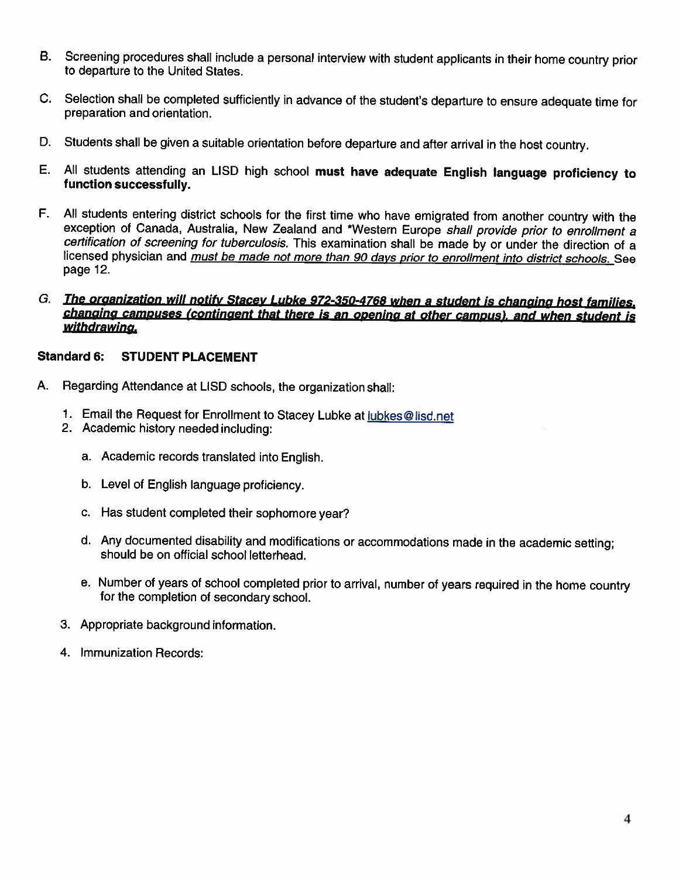B. Screening procedures shall include a personal interview with student applicants in their home country prior to departure to the United States.

C. Selection shall be completed sufficiently in advance of the student's departure to ensure adequate time for preparation and orientation.

D. Students shall be given a suitable orientation before departure and after arrival in the host country.

E. All students attending an LISD high school **must have adequate English language proficiency to function successfully.**

F. All students entering district schools for the first time who have emigrated from another country with the exception of Canada, Australia, New Zealand and *Western Europe *shall provide prior to enrollment a certification of screening for tuberculosis.* This examination shall be made by or under the direction of a licensed physician and <u>*must be made not more than 90 days prior to enrollment into district schools.*</u> See page 12.

G. <u>***The organization will notify Stacey Lubke 972-350-4768 when a student is changing host families, changing campuses (contingent that there is an opening at other campus), and when student is withdrawing.***</u>

**Standard 6: STUDENT PLACEMENT**

A. Regarding Attendance at LISD schools, the organization shall:

1. Email the Request for Enrollment to Stacey Lubke at lubkes@lisd.net
2. Academic history needed including:
   a. Academic records translated into English.
   b. Level of English language proficiency.
   c. Has student completed their sophomore year?
   d. Any documented disability and modifications or accommodations made in the academic setting; should be on official school letterhead.
   e. Number of years of school completed prior to arrival, number of years required in the home country for the completion of secondary school.
3. Appropriate background information.
4. Immunization Records: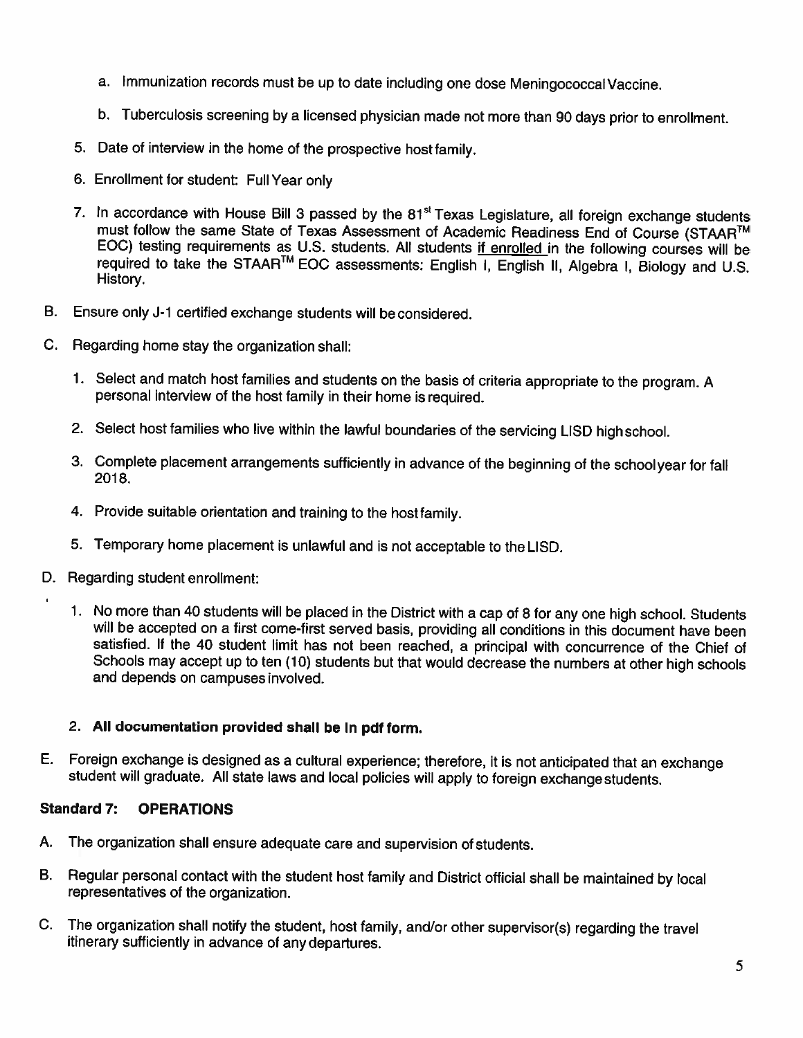a. Immunization records must be up to date including one dose Meningococcal Vaccine.

b. Tuberculosis screening by a licensed physician made not more than 90 days prior to enrollment.

5. Date of interview in the home of the prospective host family.

6. Enrollment for student: Full Year only

7. In accordance with House Bill 3 passed by the 81st Texas Legislature, all foreign exchange students must follow the same State of Texas Assessment of Academic Readiness End of Course (STAAR™ EOC) testing requirements as U.S. students. All students <u>if enrolled</u> in the following courses will be required to take the STAAR™ EOC assessments: English I, English II, Algebra I, Biology and U.S. History.

B. Ensure only J-1 certified exchange students will be considered.

C. Regarding home stay the organization shall:

1. Select and match host families and students on the basis of criteria appropriate to the program. A personal interview of the host family in their home is required.

2. Select host families who live within the lawful boundaries of the servicing LISD high school.

3. Complete placement arrangements sufficiently in advance of the beginning of the school year for fall 2018.

4. Provide suitable orientation and training to the host family.

5. Temporary home placement is unlawful and is not acceptable to the LISD.

D. Regarding student enrollment:

1. No more than 40 students will be placed in the District with a cap of 8 for any one high school. Students will be accepted on a first come-first served basis, providing all conditions in this document have been satisfied. If the 40 student limit has not been reached, a principal with concurrence of the Chief of Schools may accept up to ten (10) students but that would decrease the numbers at other high schools and depends on campuses involved.

2. **All documentation provided shall be in pdf form.**

E. Foreign exchange is designed as a cultural experience; therefore, it is not anticipated that an exchange student will graduate. All state laws and local policies will apply to foreign exchange students.

**Standard 7: OPERATIONS**

A. The organization shall ensure adequate care and supervision of students.

B. Regular personal contact with the student host family and District official shall be maintained by local representatives of the organization.

C. The organization shall notify the student, host family, and/or other supervisor(s) regarding the travel itinerary sufficiently in advance of any departures.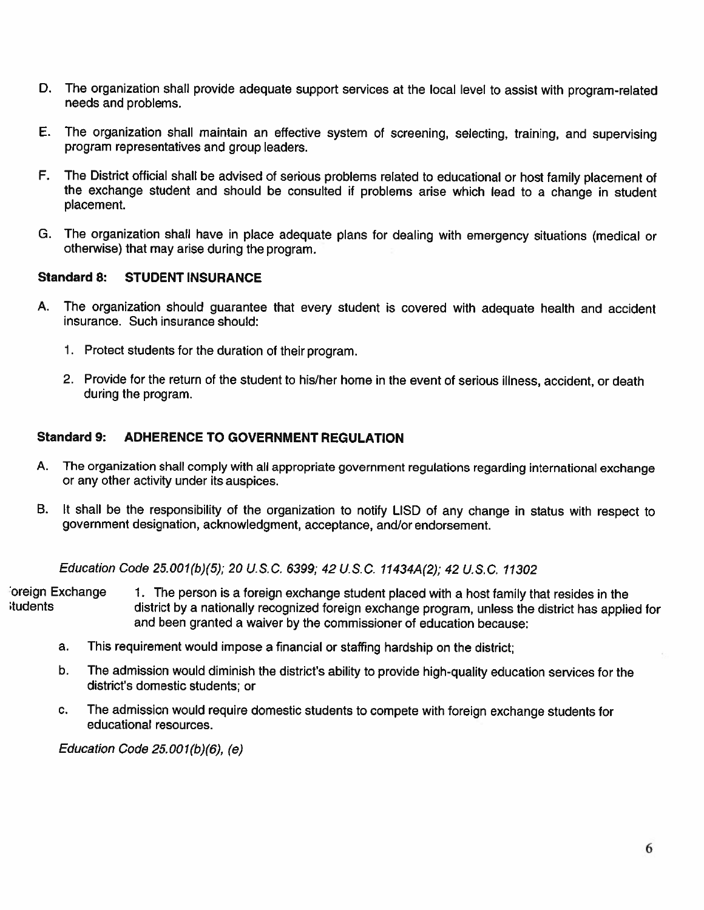D. The organization shall provide adequate support services at the local level to assist with program-related needs and problems.

E. The organization shall maintain an effective system of screening, selecting, training, and supervising program representatives and group leaders.

F. The District official shall be advised of serious problems related to educational or host family placement of the exchange student and should be consulted if problems arise which lead to a change in student placement.

G. The organization shall have in place adequate plans for dealing with emergency situations (medical or otherwise) that may arise during the program.

**Standard 8: STUDENT INSURANCE**

A. The organization should guarantee that every student is covered with adequate health and accident insurance. Such insurance should:

1. Protect students for the duration of their program.

2. Provide for the return of the student to his/her home in the event of serious illness, accident, or death during the program.

**Standard 9: ADHERENCE TO GOVERNMENT REGULATION**

A. The organization shall comply with all appropriate government regulations regarding international exchange or any other activity under its auspices.

B. It shall be the responsibility of the organization to notify LISD of any change in status with respect to government designation, acknowledgment, acceptance, and/or endorsement.

*Education Code 25.001(b)(5); 20 U.S.C. 6399; 42 U.S.C. 11434A(2); 42 U.S.C. 11302*

'oreign Exchange ;tudents

1. The person is a foreign exchange student placed with a host family that resides in the district by a nationally recognized foreign exchange program, unless the district has applied for and been granted a waiver by the commissioner of education because:

a. This requirement would impose a financial or staffing hardship on the district;

b. The admission would diminish the district's ability to provide high-quality education services for the district's domestic students; or

c. The admission would require domestic students to compete with foreign exchange students for educational resources.

*Education Code 25.001(b)(6), (e)*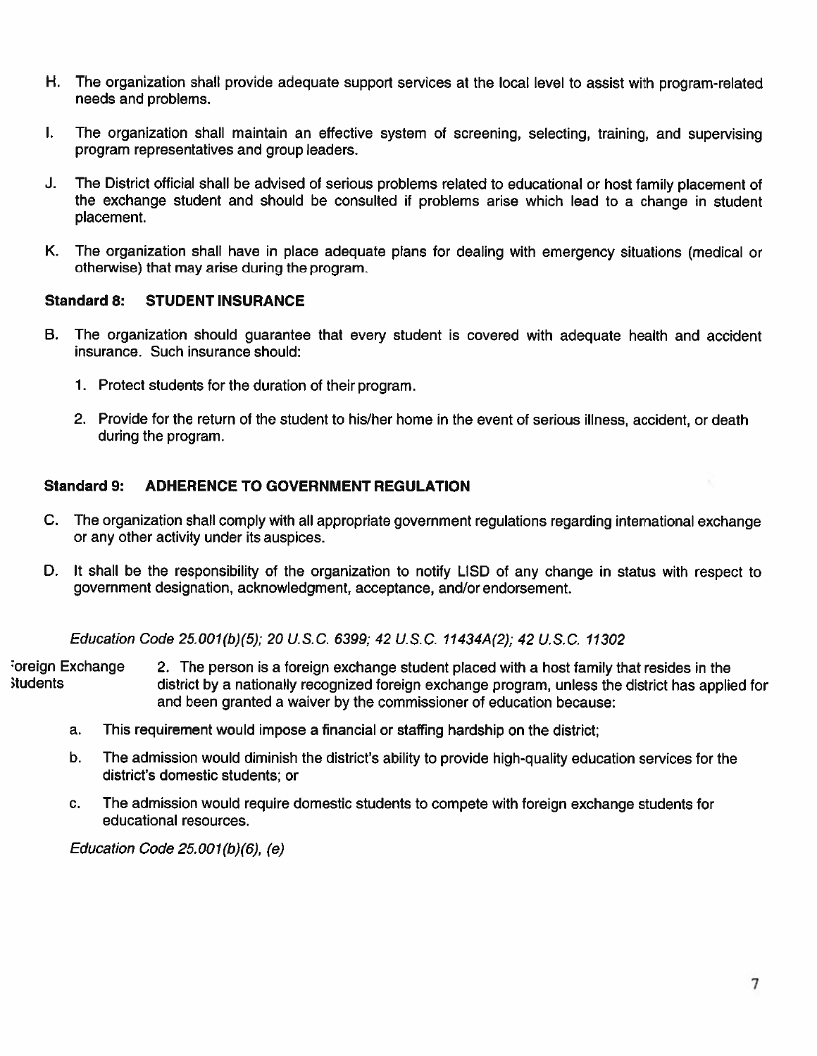H. The organization shall provide adequate support services at the local level to assist with program-related needs and problems.

I. The organization shall maintain an effective system of screening, selecting, training, and supervising program representatives and group leaders.

J. The District official shall be advised of serious problems related to educational or host family placement of the exchange student and should be consulted if problems arise which lead to a change in student placement.

K. The organization shall have in place adequate plans for dealing with emergency situations (medical or otherwise) that may arise during the program.

**Standard 8: STUDENT INSURANCE**

B. The organization should guarantee that every student is covered with adequate health and accident insurance. Such insurance should:

1. Protect students for the duration of their program.

2. Provide for the return of the student to his/her home in the event of serious illness, accident, or death during the program.

**Standard 9: ADHERENCE TO GOVERNMENT REGULATION**

C. The organization shall comply with all appropriate government regulations regarding international exchange or any other activity under its auspices.

D. It shall be the responsibility of the organization to notify LISD of any change in status with respect to government designation, acknowledgment, acceptance, and/or endorsement.

*Education Code 25.001(b)(5); 20 U.S.C. 6399; 42 U.S.C. 11434A(2); 42 U.S.C. 11302*

Foreign Exchange Students

2. The person is a foreign exchange student placed with a host family that resides in the district by a nationally recognized foreign exchange program, unless the district has applied for and been granted a waiver by the commissioner of education because:

a. This requirement would impose a financial or staffing hardship on the district;

b. The admission would diminish the district's ability to provide high-quality education services for the district's domestic students; or

c. The admission would require domestic students to compete with foreign exchange students for educational resources.

*Education Code 25.001(b)(6), (e)*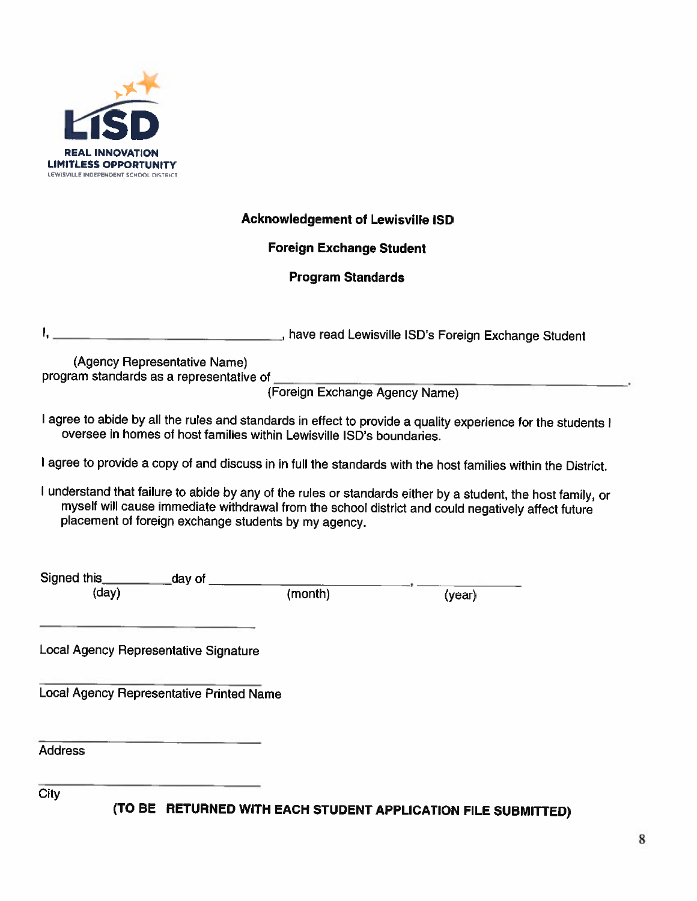**LISD**

**REAL INNOVATION**
**LIMITLESS OPPORTUNITY**
LEWISVILLE INDEPENDENT SCHOOL DISTRICT

### Acknowledgement of Lewisville ISD

### Foreign Exchange Student

### Program Standards

I, ________________________________, have read Lewisville ISD's Foreign Exchange Student
(Agency Representative Name)
program standards as a representative of ________________________________________.
(Foreign Exchange Agency Name)

I agree to abide by all the rules and standards in effect to provide a quality experience for the students I oversee in homes of host families within Lewisville ISD's boundaries.

I agree to provide a copy of and discuss in in full the standards with the host families within the District.

I understand that failure to abide by any of the rules or standards either by a student, the host family, or myself will cause immediate withdrawal from the school district and could negatively affect future placement of foreign exchange students by my agency.

Signed this__________day of ______________________________, ______________
(day) (month) (year)

________________________________
Local Agency Representative Signature

________________________________
Local Agency Representative Printed Name

________________________________
Address

________________________________
City

**(TO BE RETURNED WITH EACH STUDENT APPLICATION FILE SUBMITTED)**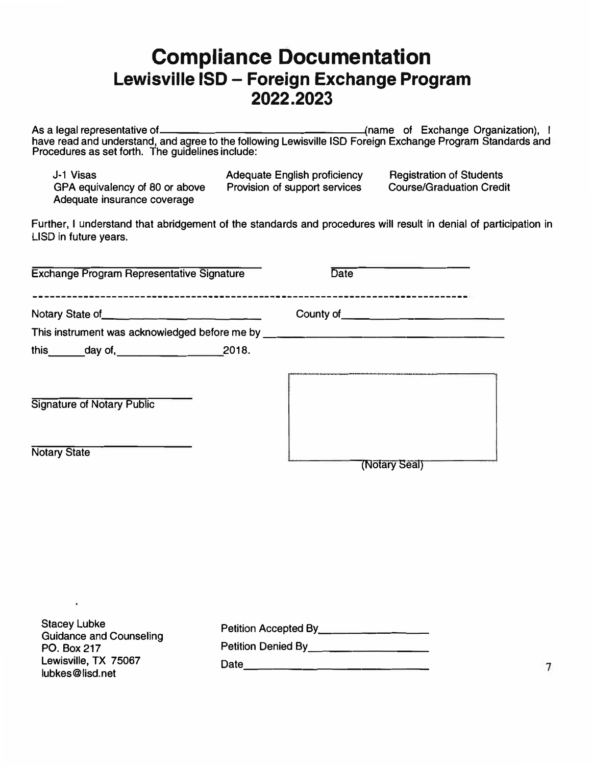# Compliance Documentation

## Lewisville ISD – Foreign Exchange Program

## 2022.2023

As a legal representative of \_\_\_\_\_\_\_\_\_\_\_\_\_\_\_\_\_\_\_\_\_\_\_\_\_\_\_\_\_\_\_\_(name of Exchange Organization), I have read and understand, and agree to the following Lewisville ISD Foreign Exchange Program Standards and Procedures as set forth. The guidelines include:

- J-1 Visas
- GPA equivalency of 80 or above
- Adequate insurance coverage
- Adequate English proficiency
- Provision of support services
- Registration of Students
- Course/Graduation Credit

Further, I understand that abridgement of the standards and procedures will result in denial of participation in LISD in future years.

\_\_\_\_\_\_\_\_\_\_\_\_\_\_\_\_\_\_\_\_\_\_\_\_\_\_\_\_\_\_\_\_\_\_\_\_\_\_\_\_
Exchange Program Representative Signature

\_\_\_\_\_\_\_\_\_\_\_\_\_\_\_\_\_\_\_\_
Date

---

Notary State of\_\_\_\_\_\_\_\_\_\_\_\_\_\_\_\_\_\_\_\_\_\_\_\_\_\_ County of\_\_\_\_\_\_\_\_\_\_\_\_\_\_\_\_\_\_\_\_\_\_\_\_\_\_

This instrument was acknowledged before me by \_\_\_\_\_\_\_\_\_\_\_\_\_\_\_\_\_\_\_\_\_\_\_\_\_\_\_\_\_\_\_\_\_\_\_\_

this\_\_\_\_\_\_day of,\_\_\_\_\_\_\_\_\_\_\_\_\_\_\_\_\_\_2018.

\_\_\_\_\_\_\_\_\_\_\_\_\_\_\_\_\_\_\_\_\_\_\_\_\_\_
Signature of Notary Public

\_\_\_\_\_\_\_\_\_\_\_\_\_\_\_\_\_\_\_\_\_\_\_\_\_\_
Notary State

(Notary Seal)

Stacey Lubke
Guidance and Counseling
PO. Box 217
Lewisville, TX 75067
lubkes@lisd.net

Petition Accepted By\_\_\_\_\_\_\_\_\_\_\_\_\_\_\_\_\_\_\_\_

Petition Denied By\_\_\_\_\_\_\_\_\_\_\_\_\_\_\_\_\_\_\_\_\_

Date\_\_\_\_\_\_\_\_\_\_\_\_\_\_\_\_\_\_\_\_\_\_\_\_\_\_\_\_\_\_\_\_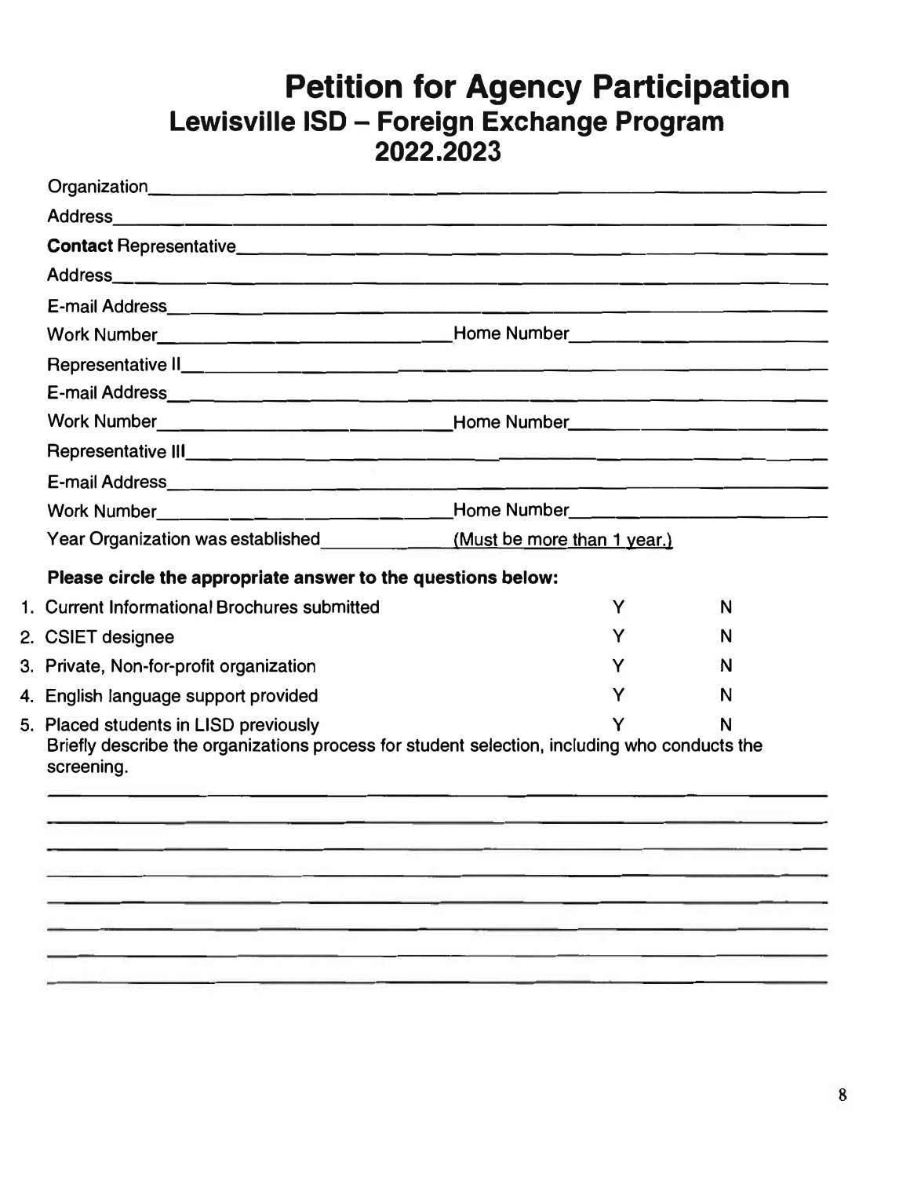# Petition for Agency Participation

## Lewisville ISD – Foreign Exchange Program
## 2022.2023

Organization_______________________________________________

Address_______________________________________________

**Contact** Representative_______________________________________________

Address_______________________________________________

E-mail Address_______________________________________________

Work Number_______________________ Home Number_______________________

Representative II_______________________________________________

E-mail Address_______________________________________________

Work Number_______________________ Home Number_______________________

Representative III_______________________________________________

E-mail Address_______________________________________________

Work Number_______________________ Home Number_______________________

Year Organization was established__________ (Must be more than 1 year.)

**Please circle the appropriate answer to the questions below:**

| | | |
|---|---|---|
| 1. Current Informational Brochures submitted | Y | N |
| 2. CSIET designee | Y | N |
| 3. Private, Non-for-profit organization | Y | N |
| 4. English language support provided | Y | N |
| 5. Placed students in LISD previously | Y | N |

Briefly describe the organizations process for student selection, including who conducts the screening.

_______________________________________________

_______________________________________________

_______________________________________________

_______________________________________________

_______________________________________________

_______________________________________________

_______________________________________________

_______________________________________________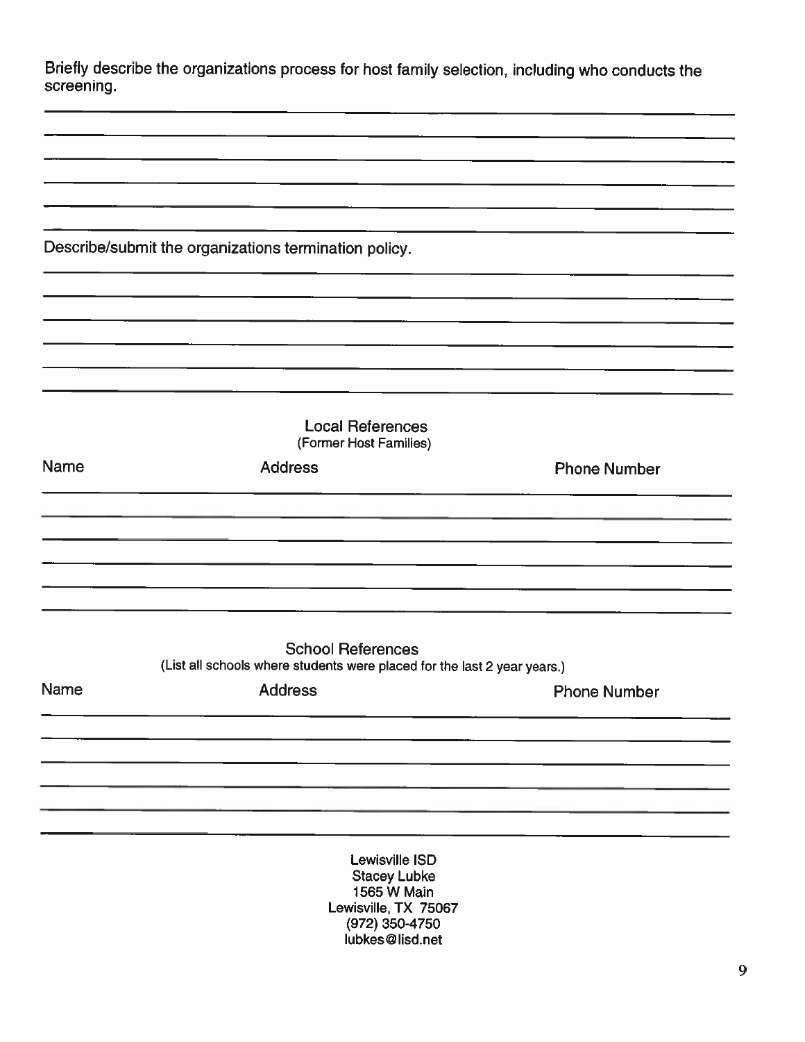Briefly describe the organizations process for host family selection, including who conducts the screening.

Describe/submit the organizations termination policy.

## Local References

(Former Host Families)

| Name | Address | Phone Number |
| --- | --- | --- |
| | | |
| | | |
| | | |
| | | |
| | | |
| | | |

## School References

(List all schools where students were placed for the last 2 year years.)

| Name | Address | Phone Number |
| --- | --- | --- |
| | | |
| | | |
| | | |
| | | |
| | | |
| | | |

Lewisville ISD
Stacey Lubke
1565 W Main
Lewisville, TX 75067
(972) 350-4750
lubkes@lisd.net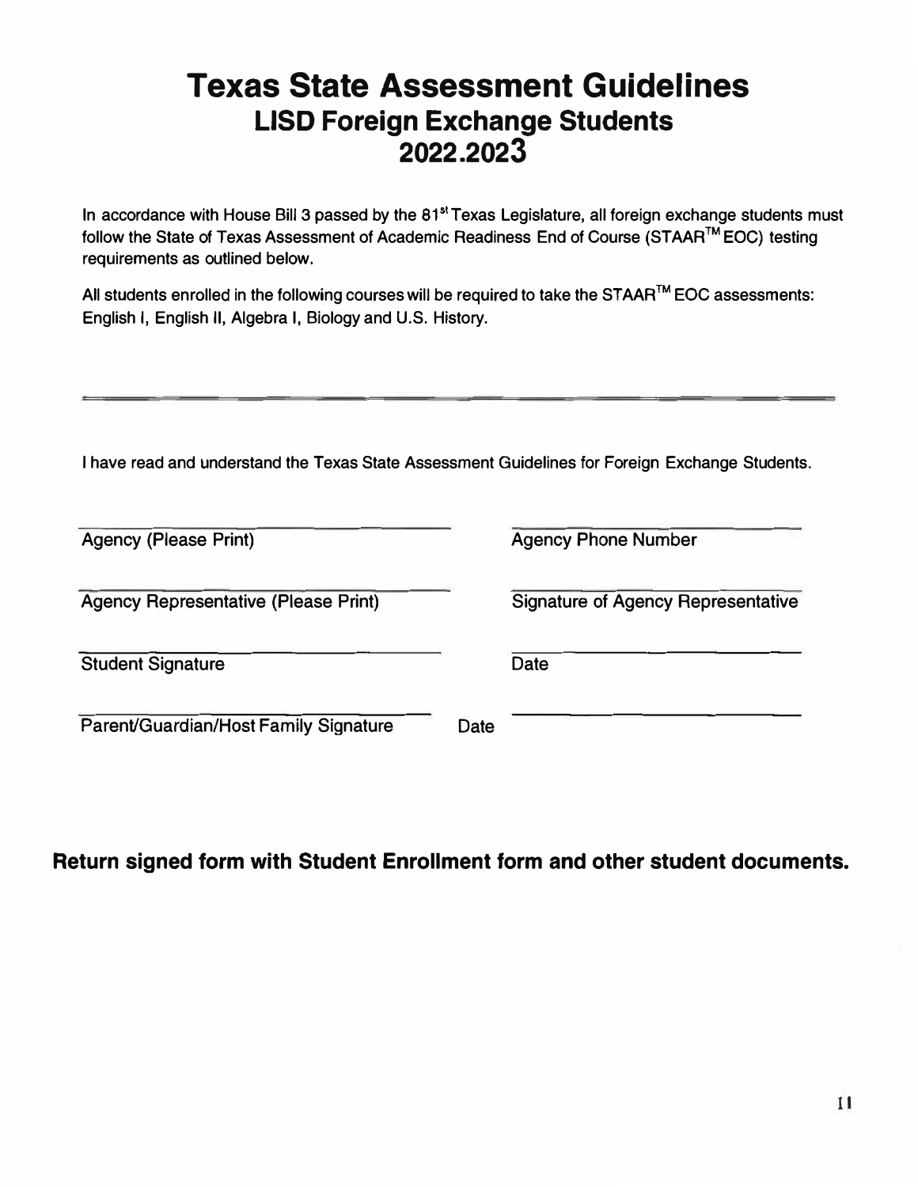# Texas State Assessment Guidelines
## LISD Foreign Exchange Students
## 2022.2023

In accordance with House Bill 3 passed by the 81st Texas Legislature, all foreign exchange students must follow the State of Texas Assessment of Academic Readiness End of Course (STAAR™ EOC) testing requirements as outlined below.

All students enrolled in the following courses will be required to take the STAAR™ EOC assessments: English I, English II, Algebra I, Biology and U.S. History.

---

I have read and understand the Texas State Assessment Guidelines for Foreign Exchange Students.

| | |
|---|---|
| \_\_\_\_\_\_\_\_\_\_\_\_\_\_\_\_\_\_\_\_\_\_\_\_\_\_\_\_<br>Agency (Please Print) | \_\_\_\_\_\_\_\_\_\_\_\_\_\_\_\_\_\_\_\_\_\_\_\_\_\_<br>Agency Phone Number |
| \_\_\_\_\_\_\_\_\_\_\_\_\_\_\_\_\_\_\_\_\_\_\_\_\_\_\_\_<br>Agency Representative (Please Print) | \_\_\_\_\_\_\_\_\_\_\_\_\_\_\_\_\_\_\_\_\_\_\_\_\_\_<br>Signature of Agency Representative |
| \_\_\_\_\_\_\_\_\_\_\_\_\_\_\_\_\_\_\_\_\_\_\_\_\_\_\_\_<br>Student Signature | \_\_\_\_\_\_\_\_\_\_\_\_\_\_\_\_\_\_\_\_\_\_\_\_\_\_<br>Date |
| \_\_\_\_\_\_\_\_\_\_\_\_\_\_\_\_\_\_\_\_\_\_\_\_\_\_\_\_<br>Parent/Guardian/Host Family Signature | Date \_\_\_\_\_\_\_\_\_\_\_\_\_\_\_\_\_\_\_\_\_\_\_\_\_\_ |

**Return signed form with Student Enrollment form and other student documents.**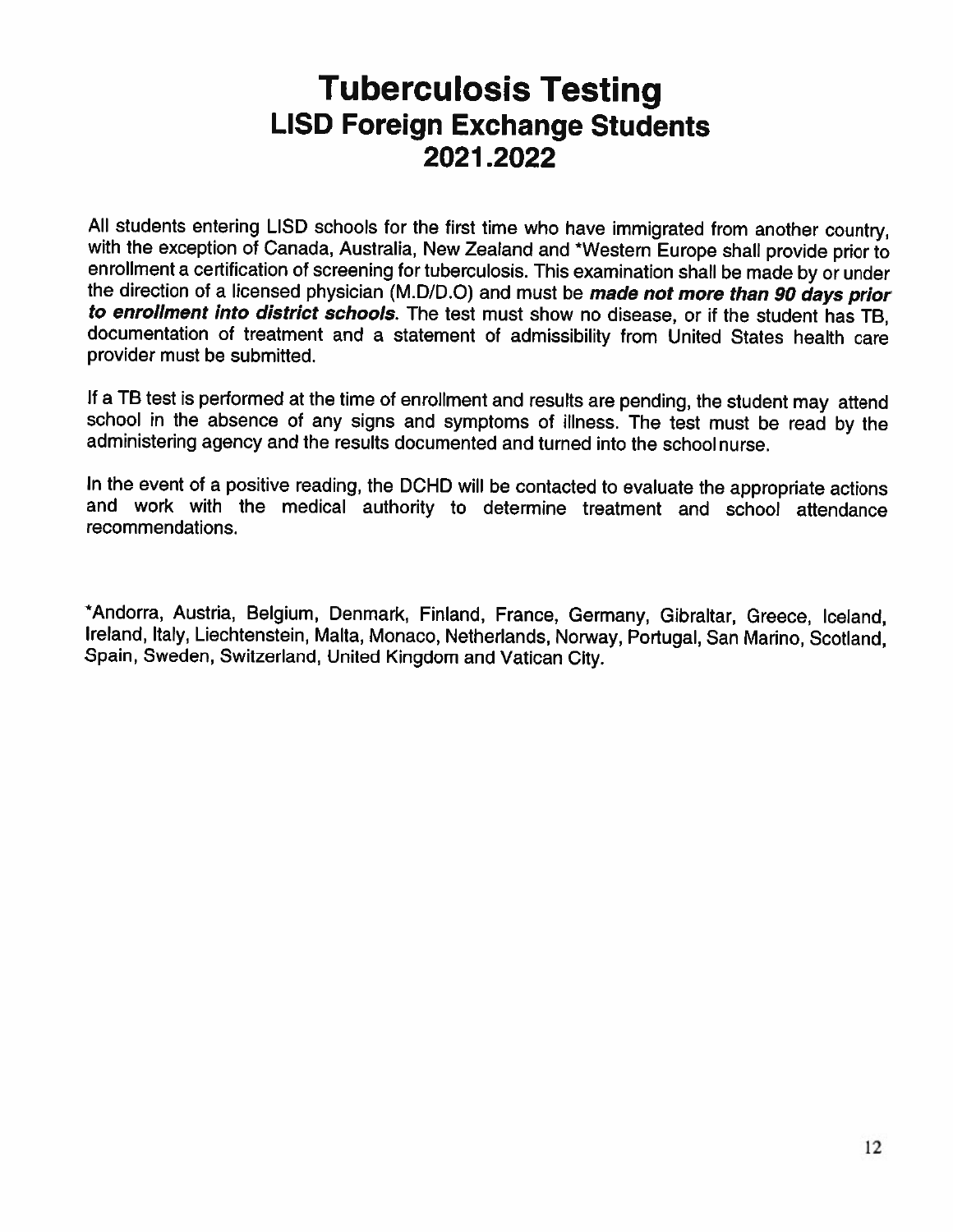# Tuberculosis Testing
## LISD Foreign Exchange Students
## 2021.2022

All students entering LISD schools for the first time who have immigrated from another country, with the exception of Canada, Australia, New Zealand and *Western Europe shall provide prior to enrollment a certification of screening for tuberculosis. This examination shall be made by or under the direction of a licensed physician (M.D/D.O) and must be ***made not more than 90 days prior to enrollment into district schools***. The test must show no disease, or if the student has TB, documentation of treatment and a statement of admissibility from United States health care provider must be submitted.

If a TB test is performed at the time of enrollment and results are pending, the student may attend school in the absence of any signs and symptoms of illness. The test must be read by the administering agency and the results documented and turned into the school nurse.

In the event of a positive reading, the DCHD will be contacted to evaluate the appropriate actions and work with the medical authority to determine treatment and school attendance recommendations.

*Andorra, Austria, Belgium, Denmark, Finland, France, Germany, Gibraltar, Greece, Iceland, Ireland, Italy, Liechtenstein, Malta, Monaco, Netherlands, Norway, Portugal, San Marino, Scotland, Spain, Sweden, Switzerland, United Kingdom and Vatican City.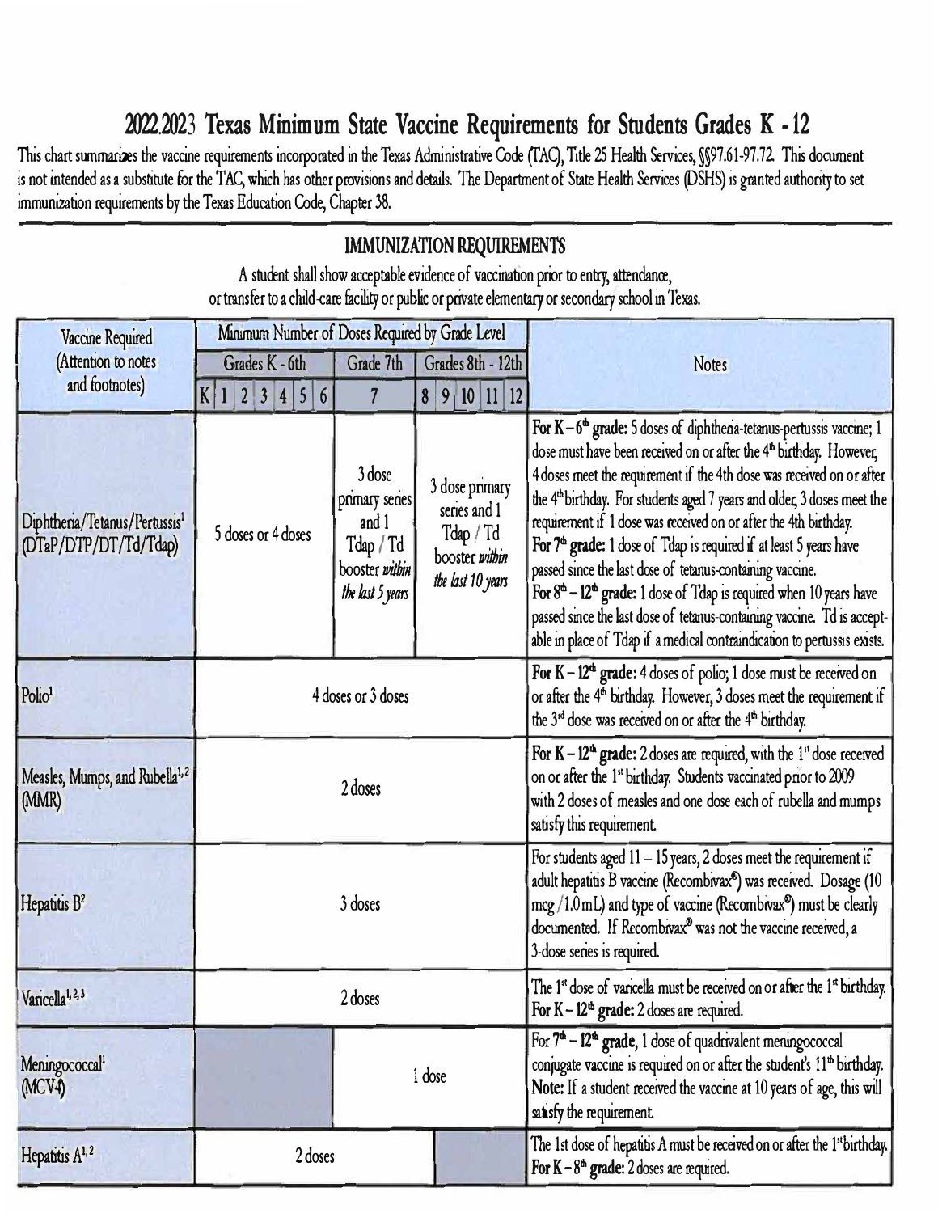# 2022-2023 Texas Minimum State Vaccine Requirements for Students Grades K - 12

This chart summarizes the vaccine requirements incorporated in the Texas Administrative Code (TAC), Title 25 Health Services, §§97.61-97.72. This document is not intended as a substitute for the TAC, which has other provisions and details. The Department of State Health Services (DSHS) is granted authority to set immunization requirements by the Texas Education Code, Chapter 38.

## IMMUNIZATION REQUIREMENTS

A student shall show acceptable evidence of vaccination prior to entry, attendance, or transfer to a child-care facility or public or private elementary or secondary school in Texas.

| Vaccine Required (Attention to notes and footnotes) | Minimum Number of Doses Required by Grade Level | | | Notes |
|---|---|---|---|---|
| | Grades K - 6th (K 1 2 3 4 5 6) | Grade 7th (7) | Grades 8th - 12th (8 9 10 11 12) | |
| Diphtheria/Tetanus/Pertussis[1] (DTaP/DTP/DT/Td/Tdap) | 5 doses or 4 doses | 3 dose primary series and 1 Tdap / Td booster *within the last 5 years* | 3 dose primary series and 1 Tdap / Td booster *within the last 10 years* | **For K – 6th grade:** 5 doses of diphtheria-tetanus-pertussis vaccine; 1 dose must have been received on or after the 4th birthday. However, 4 doses meet the requirement if the 4th dose was received on or after the 4th birthday. For students aged 7 years and older, 3 doses meet the requirement if 1 dose was received on or after the 4th birthday. **For 7th grade:** 1 dose of Tdap is required if at least 5 years have passed since the last dose of tetanus-containing vaccine. **For 8th – 12th grade:** 1 dose of Tdap is required when 10 years have passed since the last dose of tetanus-containing vaccine. Td is acceptable in place of Tdap if a medical contraindication to pertussis exists. |
| Polio[1] | 4 doses or 3 doses | | | **For K – 12th grade:** 4 doses of polio; 1 dose must be received on or after the 4th birthday. However, 3 doses meet the requirement if the 3rd dose was received on or after the 4th birthday. |
| Measles, Mumps, and Rubella[1,2] (MMR) | 2 doses | | | **For K – 12th grade:** 2 doses are required, with the 1st dose received on or after the 1st birthday. Students vaccinated prior to 2009 with 2 doses of measles and one dose each of rubella and mumps satisfy this requirement. |
| Hepatitis B[2] | 3 doses | | | For students aged 11 – 15 years, 2 doses meet the requirement if adult hepatitis B vaccine (Recombivax®) was received. Dosage (10 mcg / 1.0 mL) and type of vaccine (Recombivax®) must be clearly documented. If Recombivax® was not the vaccine received, a 3-dose series is required. |
| Varicella[1,2,3] | 2 doses | | | The 1st dose of varicella must be received on or after the 1st birthday. **For K – 12th grade:** 2 doses are required. |
| Meningococcal[1] (MCV4) | | 1 dose | | For **7th – 12th grade**, 1 dose of quadrivalent meningococcal conjugate vaccine is required on or after the student's 11th birthday. **Note:** If a student received the vaccine at 10 years of age, this will satisfy the requirement. |
| Hepatitis A[1,2] | 2 doses | | | The 1st dose of hepatitis A must be received on or after the 1st birthday. **For K – 8th grade:** 2 doses are required. |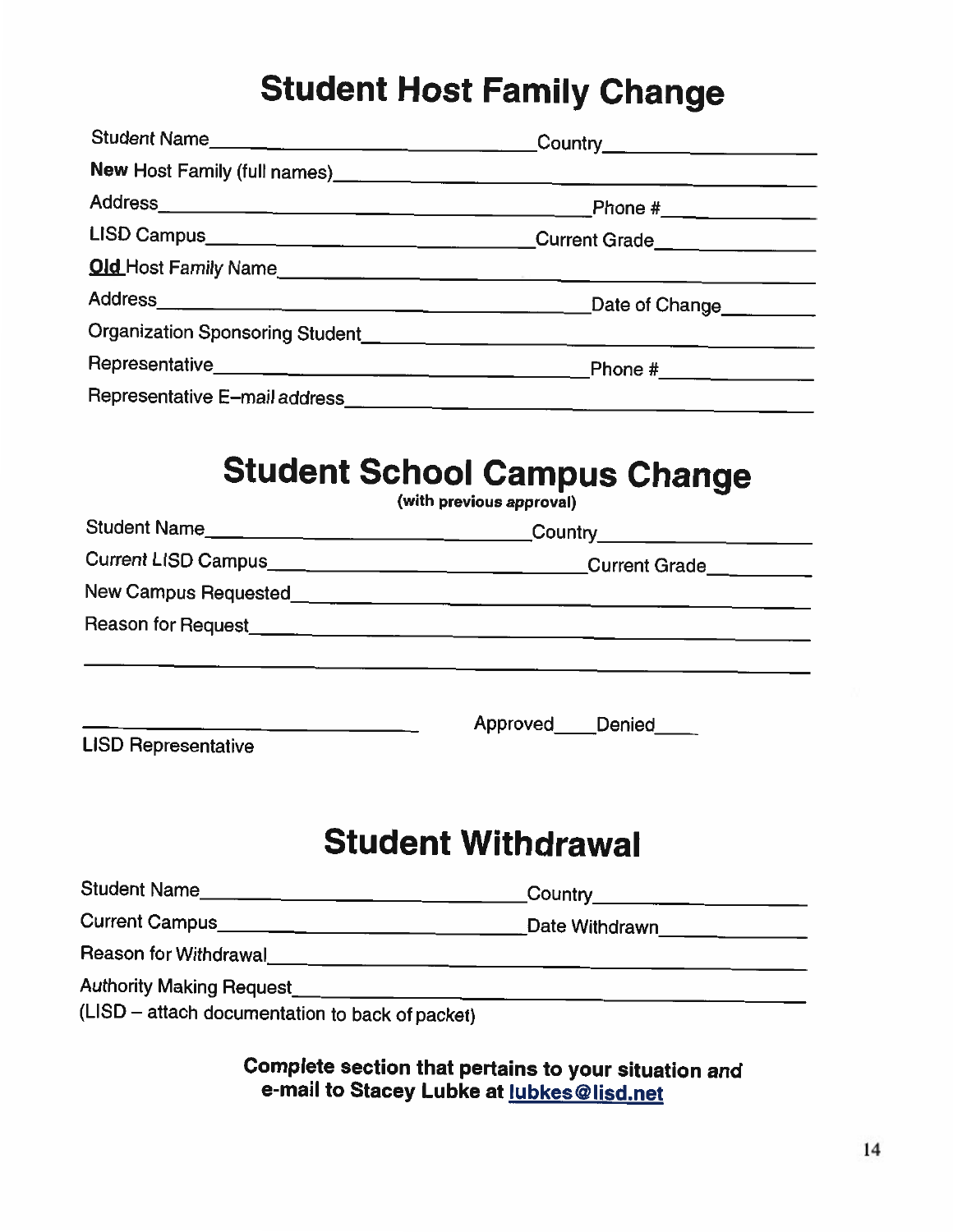# Student Host Family Change

Student Name______________________________Country__________________

**New** Host Family (full names)____________________________________________

Address________________________________________Phone #______________

LISD Campus__________________________Current Grade______________

**Old** Host Family Name______________________________________________

Address________________________________________Date of Change_________

Organization Sponsoring Student_________________________________________

Representative_________________________________Phone #______________

Representative E–mail address___________________________________________

# Student School Campus Change

**(with previous approval)**

Student Name______________________________Country__________________

Current LISD Campus__________________________Current Grade__________

New Campus Requested________________________________________________

Reason for Request__________________________________________________

_____________________________________________________________________

_________________________________ Approved____Denied____

LISD Representative

# Student Withdrawal

Student Name______________________________Country__________________

Current Campus__________________________Date Withdrawn_____________

Reason for Withdrawal_______________________________________________

Authority Making Request____________________________________________

(LISD – attach documentation to back of packet)

**Complete section that pertains to your situation and e-mail to Stacey Lubke at lubkes@lisd.net**